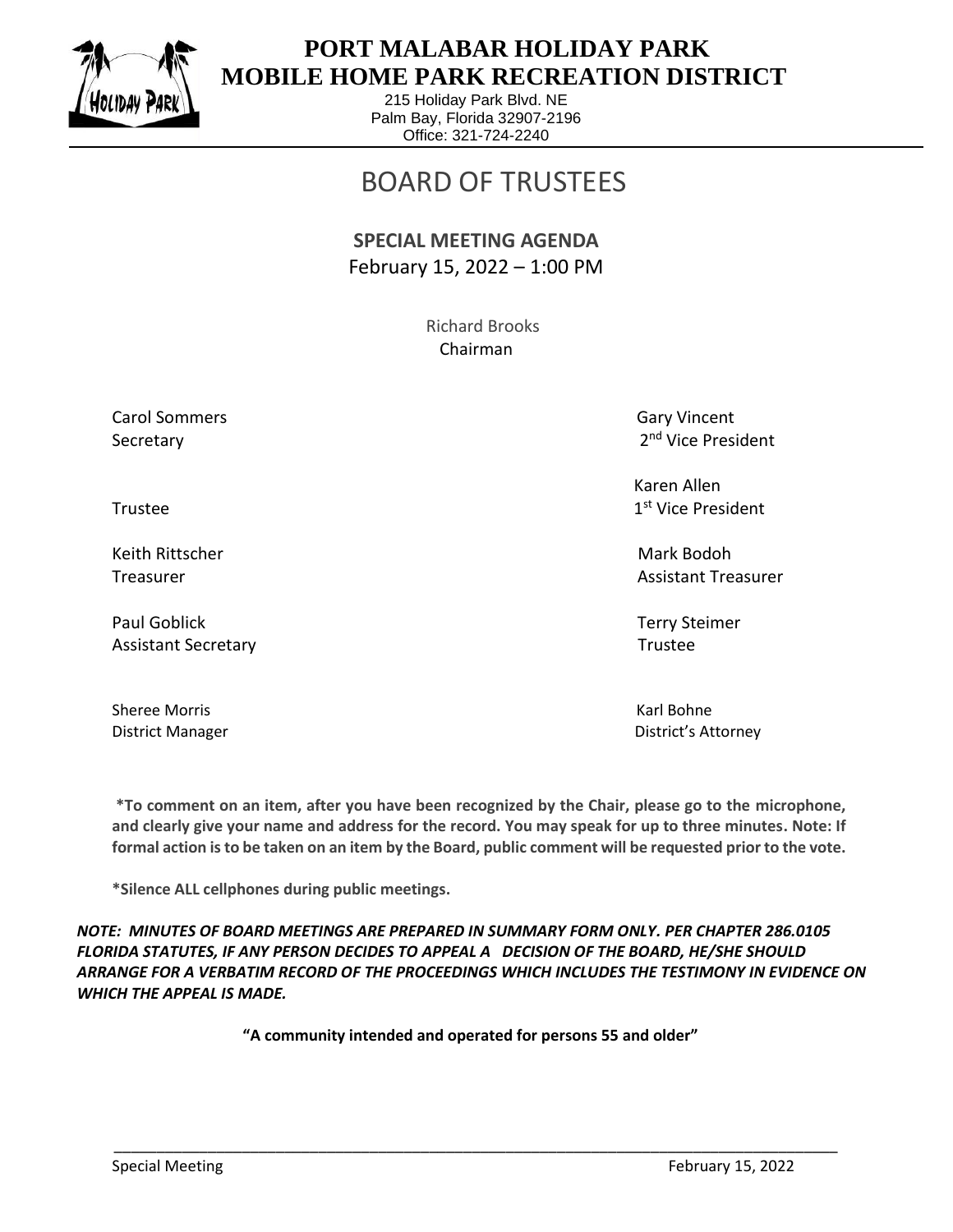# PORT MALABAR HOLIDAY PARK MOBILE HOME PARK RECREATION DISTRICT

215 Holiday Park Blvd. NE
Palm Bay, Florida 32907-2196
Office: 321-724-2240

# BOARD OF TRUSTEES

**SPECIAL MEETING AGENDA**
February 15, 2022 – 1:00 PM

Richard Brooks
Chairman

| | |
|---|---|
| Carol Sommers<br>Secretary | Gary Vincent<br>2nd Vice President |
| Trustee | Karen Allen<br>1st Vice President |
| Keith Rittscher<br>Treasurer | Mark Bodoh<br>Assistant Treasurer |
| Paul Goblick<br>Assistant Secretary | Terry Steimer<br>Trustee |
| Sheree Morris<br>District Manager | Karl Bohne<br>District's Attorney |

**\*To comment on an item, after you have been recognized by the Chair, please go to the microphone, and clearly give your name and address for the record. You may speak for up to three minutes. Note: If formal action is to be taken on an item by the Board, public comment will be requested prior to the vote.**

**\*Silence ALL cellphones during public meetings.**

***NOTE: MINUTES OF BOARD MEETINGS ARE PREPARED IN SUMMARY FORM ONLY. PER CHAPTER 286.0105 FLORIDA STATUTES, IF ANY PERSON DECIDES TO APPEAL A DECISION OF THE BOARD, HE/SHE SHOULD ARRANGE FOR A VERBATIM RECORD OF THE PROCEEDINGS WHICH INCLUDES THE TESTIMONY IN EVIDENCE ON WHICH THE APPEAL IS MADE.***

**"A community intended and operated for persons 55 and older"**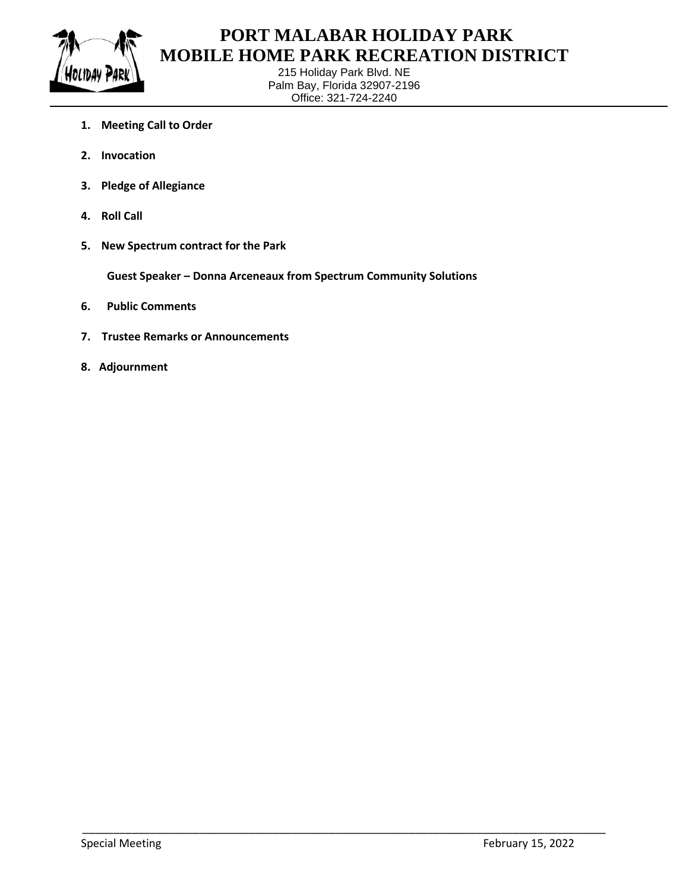# PORT MALABAR HOLIDAY PARK
# MOBILE HOME PARK RECREATION DISTRICT

215 Holiday Park Blvd. NE
Palm Bay, Florida 32907-2196
Office: 321-724-2240

1. **Meeting Call to Order**
2. **Invocation**
3. **Pledge of Allegiance**
4. **Roll Call**
5. **New Spectrum contract for the Park**

   **Guest Speaker – Donna Arceneaux from Spectrum Community Solutions**

6. **Public Comments**
7. **Trustee Remarks or Announcements**
8. **Adjournment**

Special Meeting February 15, 2022